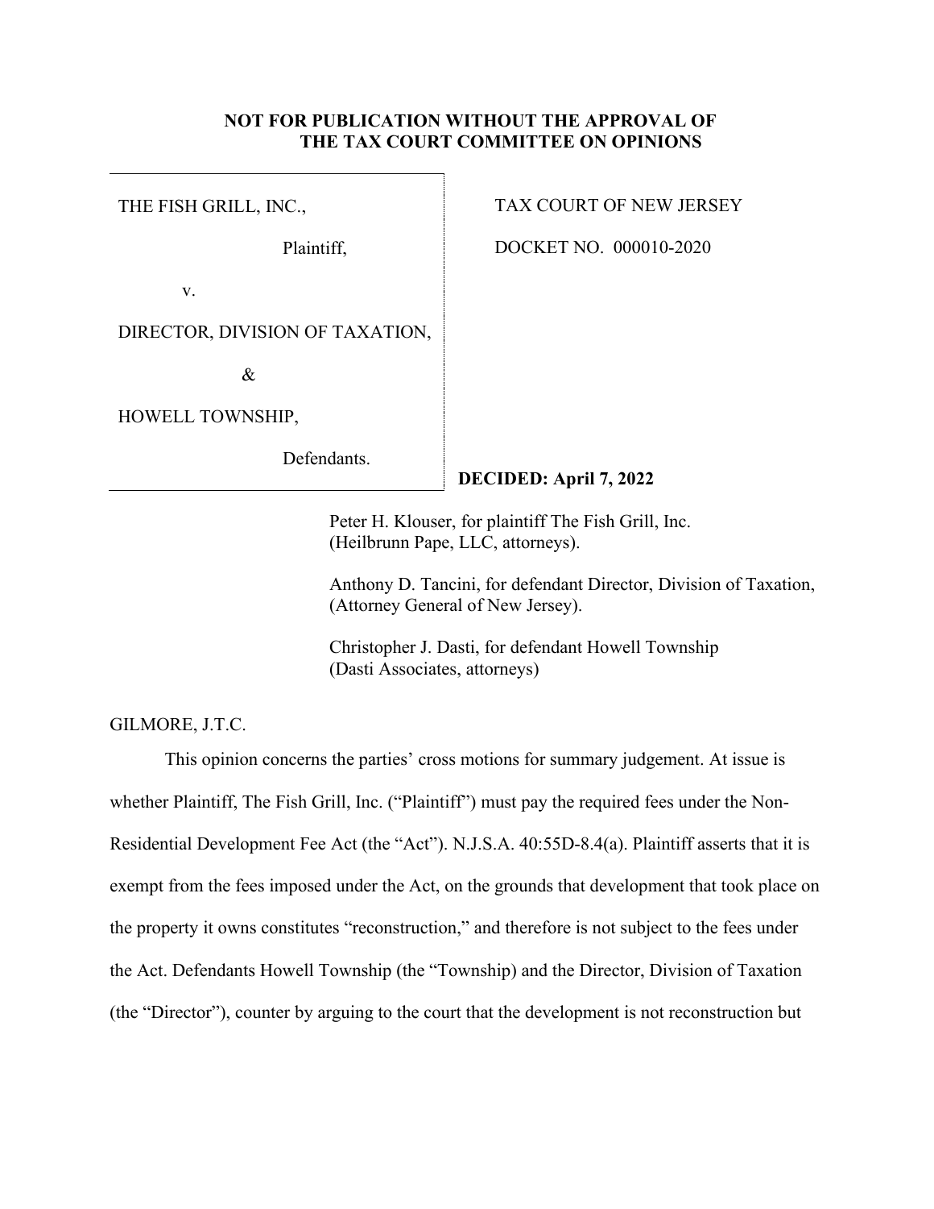**NOT FOR PUBLICATION WITHOUT THE APPROVAL OF THE TAX COURT COMMITTEE ON OPINIONS**

| | |
|---|---|
| THE FISH GRILL, INC., Plaintiff, | TAX COURT OF NEW JERSEY |
| v. | DOCKET NO. 000010-2020 |
| DIRECTOR, DIVISION OF TAXATION, & HOWELL TOWNSHIP, Defendants. | **DECIDED: April 7, 2022** |

Peter H. Klouser, for plaintiff The Fish Grill, Inc. (Heilbrunn Pape, LLC, attorneys).

Anthony D. Tancini, for defendant Director, Division of Taxation, (Attorney General of New Jersey).

Christopher J. Dasti, for defendant Howell Township (Dasti Associates, attorneys)

GILMORE, J.T.C.

This opinion concerns the parties' cross motions for summary judgement. At issue is whether Plaintiff, The Fish Grill, Inc. ("Plaintiff") must pay the required fees under the Non-Residential Development Fee Act (the "Act"). N.J.S.A. 40:55D-8.4(a). Plaintiff asserts that it is exempt from the fees imposed under the Act, on the grounds that development that took place on the property it owns constitutes "reconstruction," and therefore is not subject to the fees under the Act. Defendants Howell Township (the "Township) and the Director, Division of Taxation (the "Director"), counter by arguing to the court that the development is not reconstruction but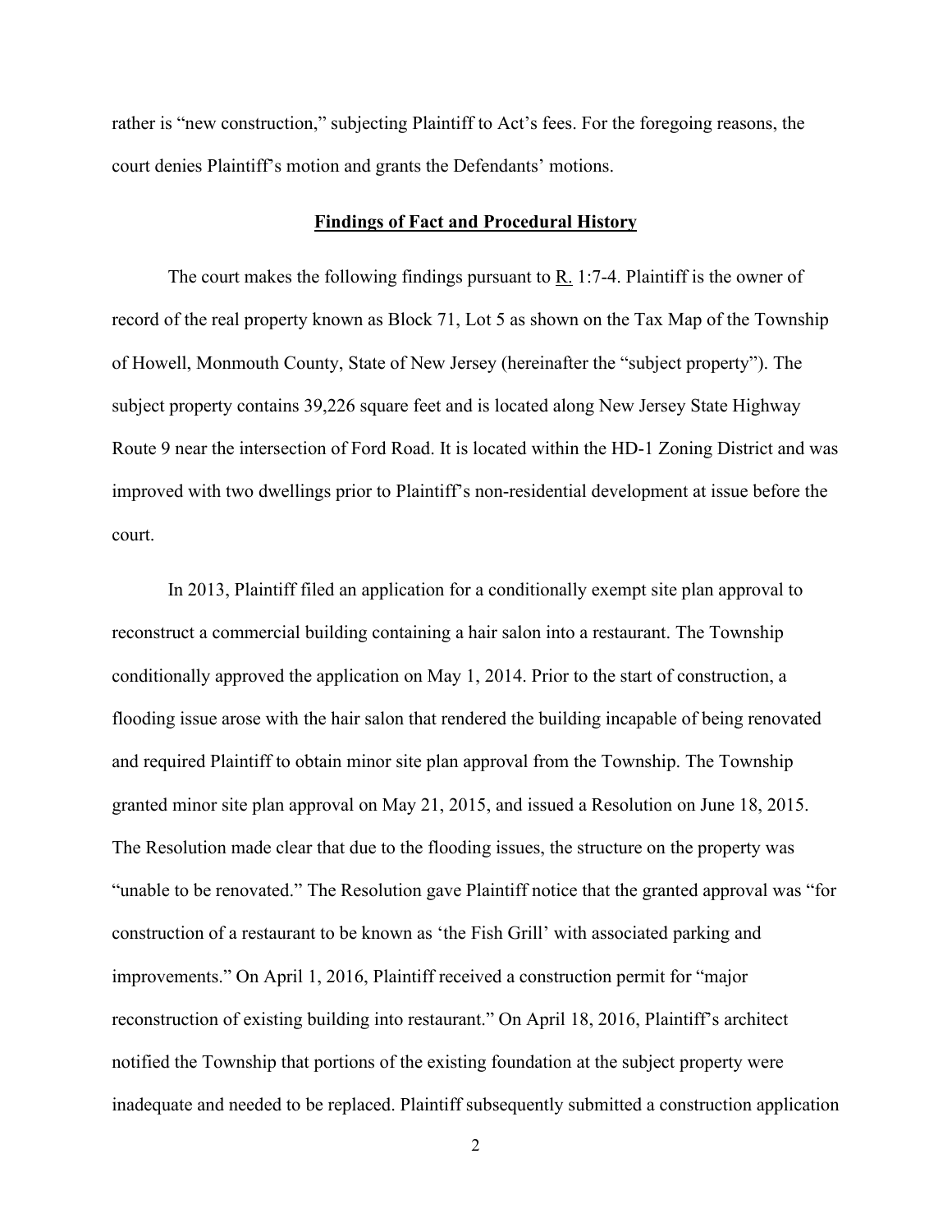rather is "new construction," subjecting Plaintiff to Act's fees. For the foregoing reasons, the court denies Plaintiff's motion and grants the Defendants' motions.

## Findings of Fact and Procedural History

The court makes the following findings pursuant to R. 1:7-4. Plaintiff is the owner of record of the real property known as Block 71, Lot 5 as shown on the Tax Map of the Township of Howell, Monmouth County, State of New Jersey (hereinafter the "subject property"). The subject property contains 39,226 square feet and is located along New Jersey State Highway Route 9 near the intersection of Ford Road. It is located within the HD-1 Zoning District and was improved with two dwellings prior to Plaintiff's non-residential development at issue before the court.

In 2013, Plaintiff filed an application for a conditionally exempt site plan approval to reconstruct a commercial building containing a hair salon into a restaurant. The Township conditionally approved the application on May 1, 2014. Prior to the start of construction, a flooding issue arose with the hair salon that rendered the building incapable of being renovated and required Plaintiff to obtain minor site plan approval from the Township. The Township granted minor site plan approval on May 21, 2015, and issued a Resolution on June 18, 2015. The Resolution made clear that due to the flooding issues, the structure on the property was "unable to be renovated." The Resolution gave Plaintiff notice that the granted approval was "for construction of a restaurant to be known as 'the Fish Grill' with associated parking and improvements." On April 1, 2016, Plaintiff received a construction permit for "major reconstruction of existing building into restaurant." On April 18, 2016, Plaintiff's architect notified the Township that portions of the existing foundation at the subject property were inadequate and needed to be replaced. Plaintiff subsequently submitted a construction application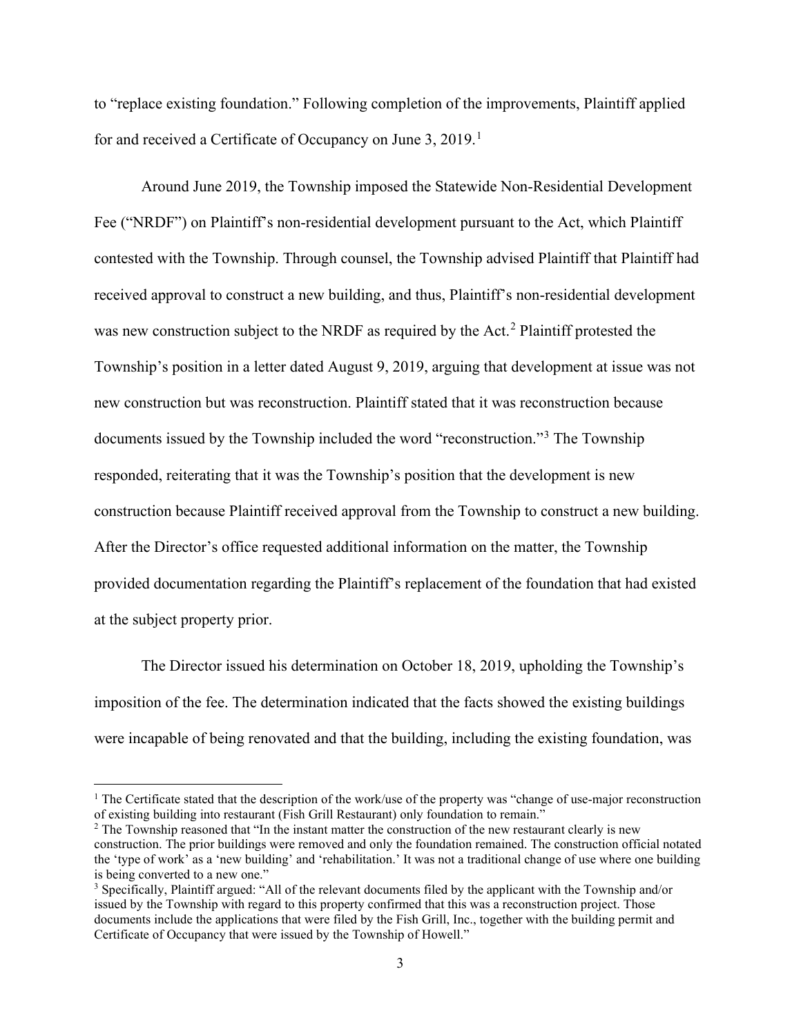to "replace existing foundation." Following completion of the improvements, Plaintiff applied for and received a Certificate of Occupancy on June 3, 2019.[1]

Around June 2019, the Township imposed the Statewide Non-Residential Development Fee ("NRDF") on Plaintiff's non-residential development pursuant to the Act, which Plaintiff contested with the Township. Through counsel, the Township advised Plaintiff that Plaintiff had received approval to construct a new building, and thus, Plaintiff's non-residential development was new construction subject to the NRDF as required by the Act.[2] Plaintiff protested the Township's position in a letter dated August 9, 2019, arguing that development at issue was not new construction but was reconstruction. Plaintiff stated that it was reconstruction because documents issued by the Township included the word "reconstruction."[3] The Township responded, reiterating that it was the Township's position that the development is new construction because Plaintiff received approval from the Township to construct a new building. After the Director's office requested additional information on the matter, the Township provided documentation regarding the Plaintiff's replacement of the foundation that had existed at the subject property prior.

The Director issued his determination on October 18, 2019, upholding the Township's imposition of the fee. The determination indicated that the facts showed the existing buildings were incapable of being renovated and that the building, including the existing foundation, was

---

[1] The Certificate stated that the description of the work/use of the property was "change of use-major reconstruction of existing building into restaurant (Fish Grill Restaurant) only foundation to remain."

[2] The Township reasoned that "In the instant matter the construction of the new restaurant clearly is new construction. The prior buildings were removed and only the foundation remained. The construction official notated the 'type of work' as a 'new building' and 'rehabilitation.' It was not a traditional change of use where one building is being converted to a new one."

[3] Specifically, Plaintiff argued: "All of the relevant documents filed by the applicant with the Township and/or issued by the Township with regard to this property confirmed that this was a reconstruction project. Those documents include the applications that were filed by the Fish Grill, Inc., together with the building permit and Certificate of Occupancy that were issued by the Township of Howell."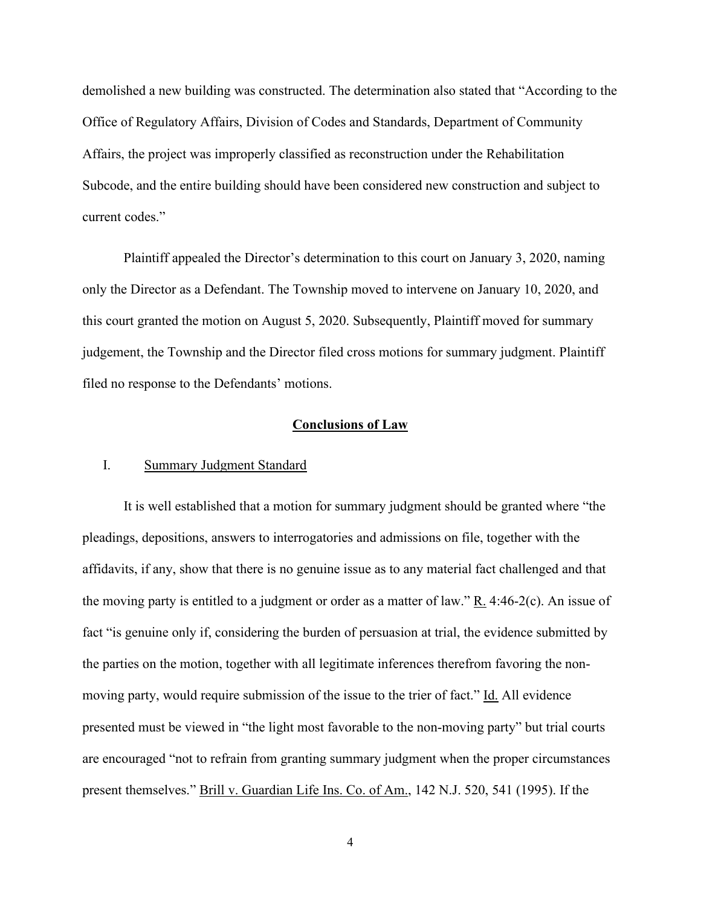demolished a new building was constructed. The determination also stated that "According to the Office of Regulatory Affairs, Division of Codes and Standards, Department of Community Affairs, the project was improperly classified as reconstruction under the Rehabilitation Subcode, and the entire building should have been considered new construction and subject to current codes."

Plaintiff appealed the Director's determination to this court on January 3, 2020, naming only the Director as a Defendant. The Township moved to intervene on January 10, 2020, and this court granted the motion on August 5, 2020. Subsequently, Plaintiff moved for summary judgement, the Township and the Director filed cross motions for summary judgment. Plaintiff filed no response to the Defendants' motions.

## Conclusions of Law

### I. Summary Judgment Standard

It is well established that a motion for summary judgment should be granted where "the pleadings, depositions, answers to interrogatories and admissions on file, together with the affidavits, if any, show that there is no genuine issue as to any material fact challenged and that the moving party is entitled to a judgment or order as a matter of law." R. 4:46-2(c). An issue of fact "is genuine only if, considering the burden of persuasion at trial, the evidence submitted by the parties on the motion, together with all legitimate inferences therefrom favoring the non-moving party, would require submission of the issue to the trier of fact." Id. All evidence presented must be viewed in "the light most favorable to the non-moving party" but trial courts are encouraged "not to refrain from granting summary judgment when the proper circumstances present themselves." Brill v. Guardian Life Ins. Co. of Am., 142 N.J. 520, 541 (1995). If the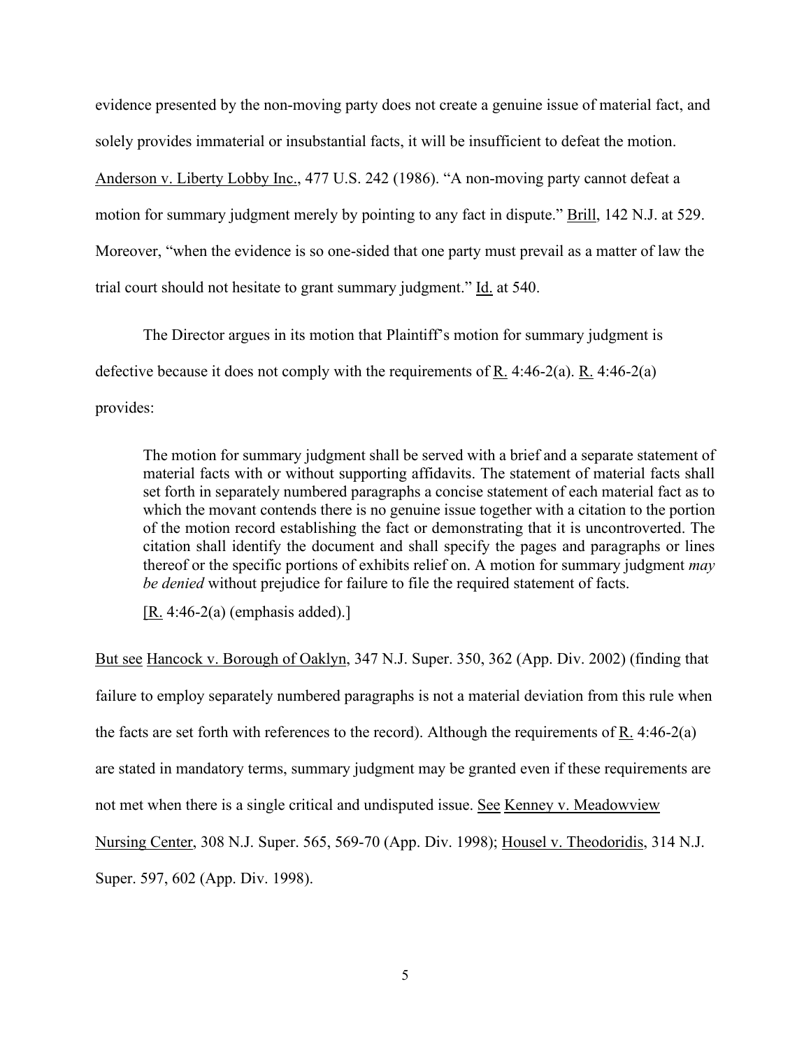evidence presented by the non-moving party does not create a genuine issue of material fact, and solely provides immaterial or insubstantial facts, it will be insufficient to defeat the motion. Anderson v. Liberty Lobby Inc., 477 U.S. 242 (1986). "A non-moving party cannot defeat a motion for summary judgment merely by pointing to any fact in dispute." Brill, 142 N.J. at 529. Moreover, "when the evidence is so one-sided that one party must prevail as a matter of law the trial court should not hesitate to grant summary judgment." Id. at 540.

The Director argues in its motion that Plaintiff's motion for summary judgment is defective because it does not comply with the requirements of R. 4:46-2(a). R. 4:46-2(a) provides:

> The motion for summary judgment shall be served with a brief and a separate statement of material facts with or without supporting affidavits. The statement of material facts shall set forth in separately numbered paragraphs a concise statement of each material fact as to which the movant contends there is no genuine issue together with a citation to the portion of the motion record establishing the fact or demonstrating that it is uncontroverted. The citation shall identify the document and shall specify the pages and paragraphs or lines thereof or the specific portions of exhibits relief on. A motion for summary judgment *may be denied* without prejudice for failure to file the required statement of facts.
>
> [R. 4:46-2(a) (emphasis added).]

But see Hancock v. Borough of Oaklyn, 347 N.J. Super. 350, 362 (App. Div. 2002) (finding that failure to employ separately numbered paragraphs is not a material deviation from this rule when the facts are set forth with references to the record). Although the requirements of R. 4:46-2(a) are stated in mandatory terms, summary judgment may be granted even if these requirements are not met when there is a single critical and undisputed issue. See Kenney v. Meadowview Nursing Center, 308 N.J. Super. 565, 569-70 (App. Div. 1998); Housel v. Theodoridis, 314 N.J. Super. 597, 602 (App. Div. 1998).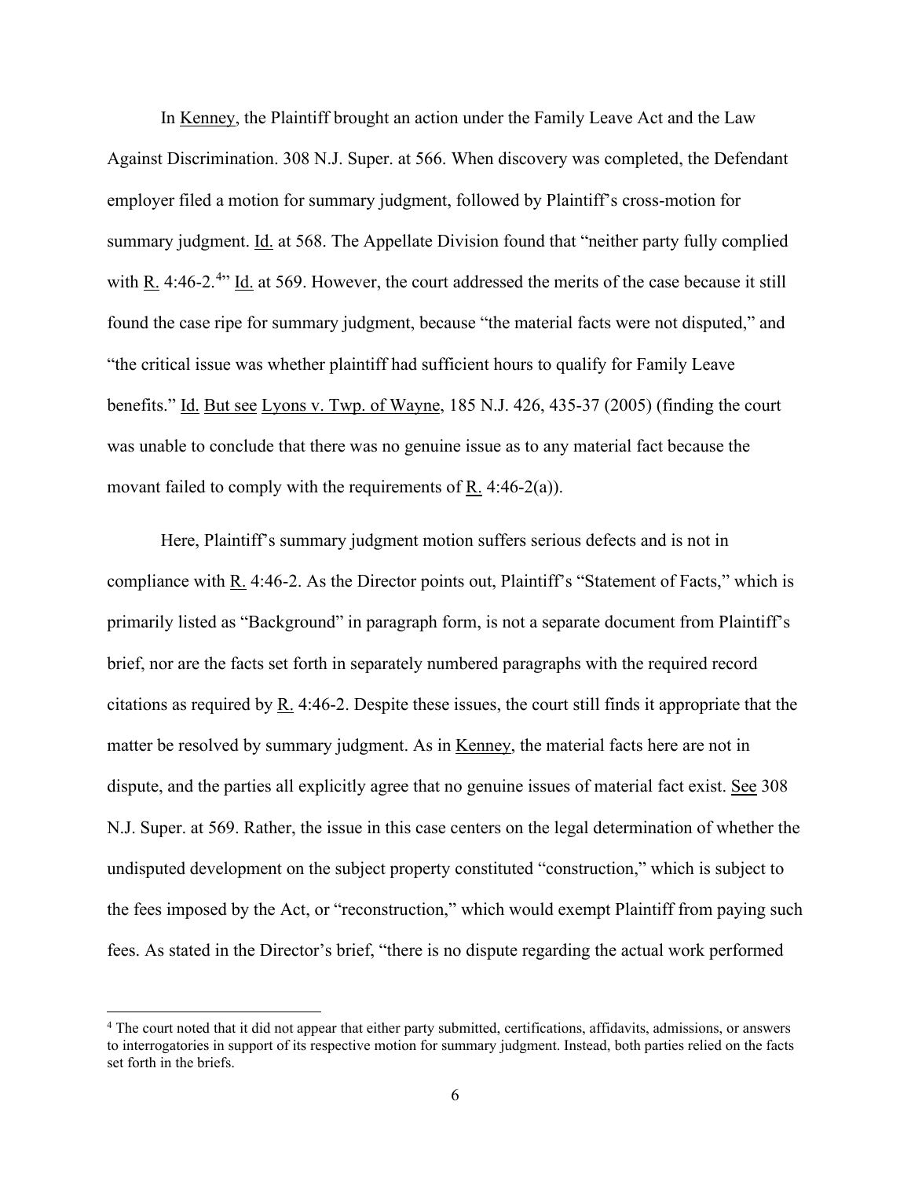In Kenney, the Plaintiff brought an action under the Family Leave Act and the Law Against Discrimination. 308 N.J. Super. at 566. When discovery was completed, the Defendant employer filed a motion for summary judgment, followed by Plaintiff's cross-motion for summary judgment. Id. at 568. The Appellate Division found that "neither party fully complied with R. 4:46-2.[4]" Id. at 569. However, the court addressed the merits of the case because it still found the case ripe for summary judgment, because "the material facts were not disputed," and "the critical issue was whether plaintiff had sufficient hours to qualify for Family Leave benefits." Id. But see Lyons v. Twp. of Wayne, 185 N.J. 426, 435-37 (2005) (finding the court was unable to conclude that there was no genuine issue as to any material fact because the movant failed to comply with the requirements of R. 4:46-2(a)).

Here, Plaintiff's summary judgment motion suffers serious defects and is not in compliance with R. 4:46-2. As the Director points out, Plaintiff's "Statement of Facts," which is primarily listed as "Background" in paragraph form, is not a separate document from Plaintiff's brief, nor are the facts set forth in separately numbered paragraphs with the required record citations as required by R. 4:46-2. Despite these issues, the court still finds it appropriate that the matter be resolved by summary judgment. As in Kenney, the material facts here are not in dispute, and the parties all explicitly agree that no genuine issues of material fact exist. See 308 N.J. Super. at 569. Rather, the issue in this case centers on the legal determination of whether the undisputed development on the subject property constituted "construction," which is subject to the fees imposed by the Act, or "reconstruction," which would exempt Plaintiff from paying such fees. As stated in the Director's brief, "there is no dispute regarding the actual work performed

[4] The court noted that it did not appear that either party submitted, certifications, affidavits, admissions, or answers to interrogatories in support of its respective motion for summary judgment. Instead, both parties relied on the facts set forth in the briefs.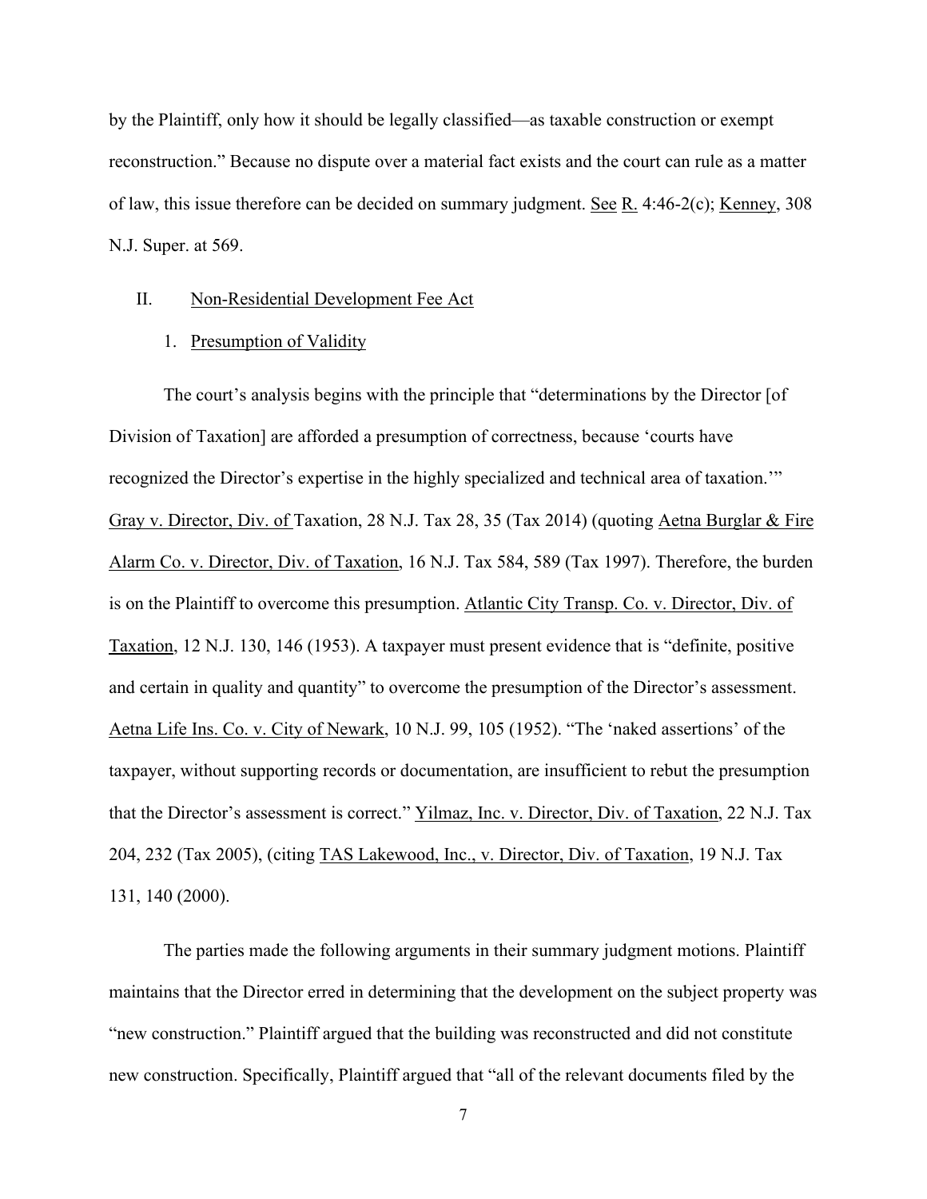by the Plaintiff, only how it should be legally classified—as taxable construction or exempt reconstruction." Because no dispute over a material fact exists and the court can rule as a matter of law, this issue therefore can be decided on summary judgment. See R. 4:46-2(c); Kenney, 308 N.J. Super. at 569.

## II. Non-Residential Development Fee Act

### 1. Presumption of Validity

The court's analysis begins with the principle that "determinations by the Director [of Division of Taxation] are afforded a presumption of correctness, because 'courts have recognized the Director's expertise in the highly specialized and technical area of taxation.'" Gray v. Director, Div. of Taxation, 28 N.J. Tax 28, 35 (Tax 2014) (quoting Aetna Burglar & Fire Alarm Co. v. Director, Div. of Taxation, 16 N.J. Tax 584, 589 (Tax 1997). Therefore, the burden is on the Plaintiff to overcome this presumption. Atlantic City Transp. Co. v. Director, Div. of Taxation, 12 N.J. 130, 146 (1953). A taxpayer must present evidence that is "definite, positive and certain in quality and quantity" to overcome the presumption of the Director's assessment. Aetna Life Ins. Co. v. City of Newark, 10 N.J. 99, 105 (1952). "The 'naked assertions' of the taxpayer, without supporting records or documentation, are insufficient to rebut the presumption that the Director's assessment is correct." Yilmaz, Inc. v. Director, Div. of Taxation, 22 N.J. Tax 204, 232 (Tax 2005), (citing TAS Lakewood, Inc., v. Director, Div. of Taxation, 19 N.J. Tax 131, 140 (2000).

The parties made the following arguments in their summary judgment motions. Plaintiff maintains that the Director erred in determining that the development on the subject property was "new construction." Plaintiff argued that the building was reconstructed and did not constitute new construction. Specifically, Plaintiff argued that "all of the relevant documents filed by the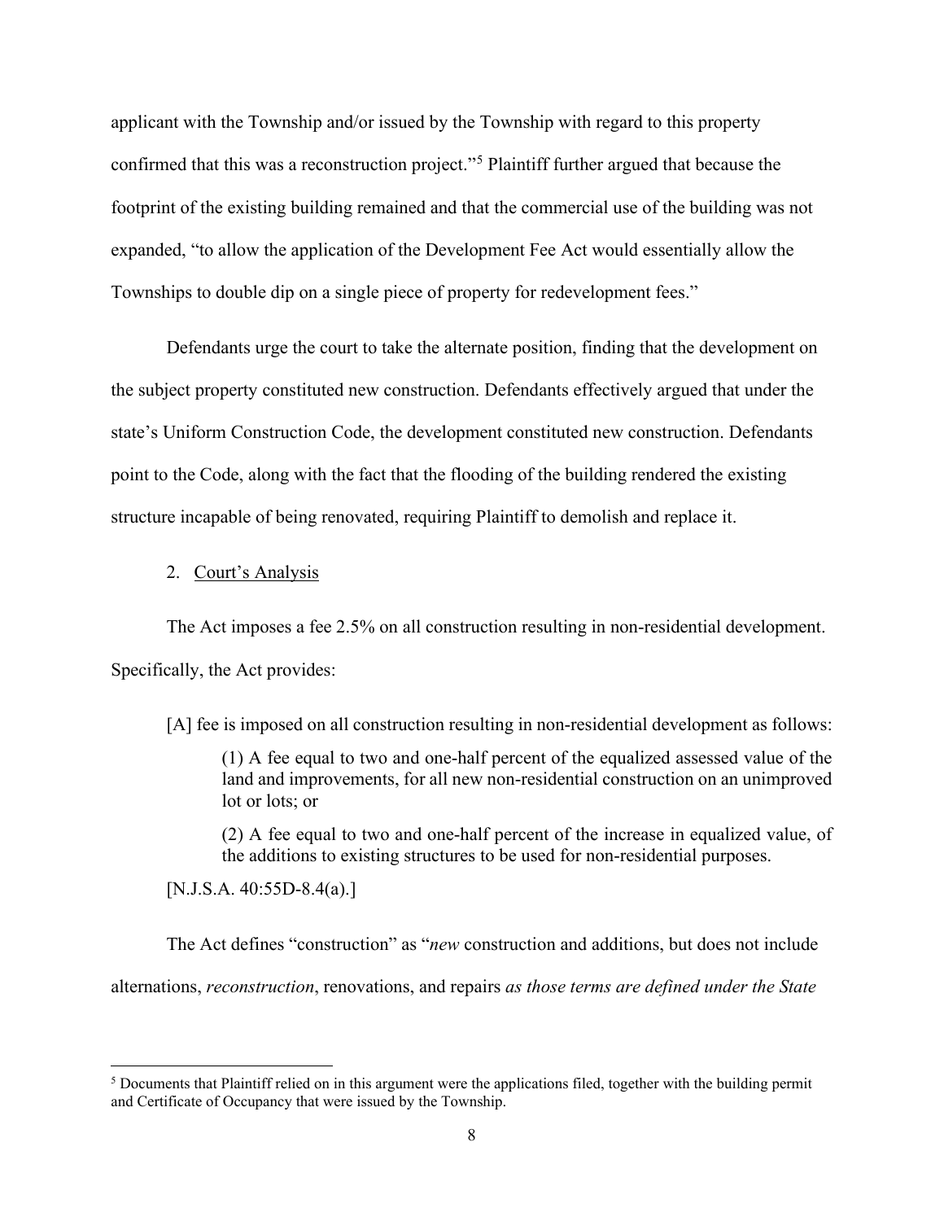applicant with the Township and/or issued by the Township with regard to this property confirmed that this was a reconstruction project."[5] Plaintiff further argued that because the footprint of the existing building remained and that the commercial use of the building was not expanded, "to allow the application of the Development Fee Act would essentially allow the Townships to double dip on a single piece of property for redevelopment fees."

Defendants urge the court to take the alternate position, finding that the development on the subject property constituted new construction. Defendants effectively argued that under the state's Uniform Construction Code, the development constituted new construction. Defendants point to the Code, along with the fact that the flooding of the building rendered the existing structure incapable of being renovated, requiring Plaintiff to demolish and replace it.

2. Court's Analysis

The Act imposes a fee 2.5% on all construction resulting in non-residential development. Specifically, the Act provides:

> [A] fee is imposed on all construction resulting in non-residential development as follows:
>
> > (1) A fee equal to two and one-half percent of the equalized assessed value of the land and improvements, for all new non-residential construction on an unimproved lot or lots; or
> >
> > (2) A fee equal to two and one-half percent of the increase in equalized value, of the additions to existing structures to be used for non-residential purposes.
>
> [N.J.S.A. 40:55D-8.4(a).]

The Act defines "construction" as "*new* construction and additions, but does not include alternations, *reconstruction*, renovations, and repairs *as those terms are defined under the State*

[5] Documents that Plaintiff relied on in this argument were the applications filed, together with the building permit and Certificate of Occupancy that were issued by the Township.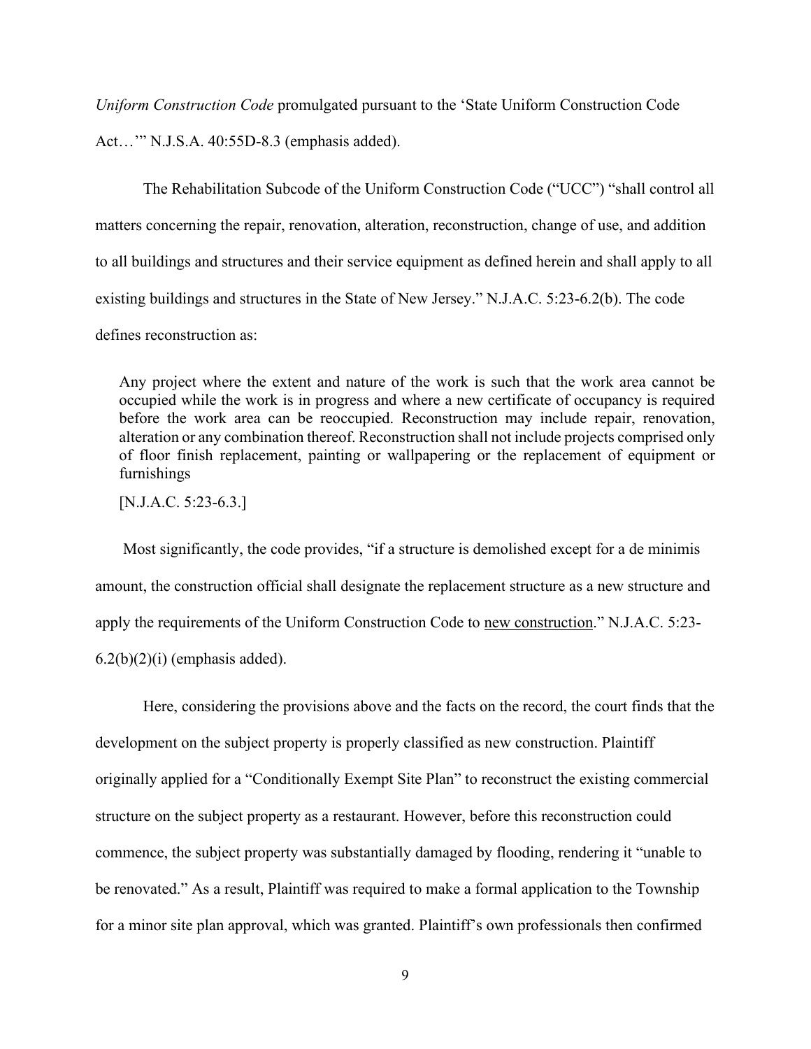*Uniform Construction Code* promulgated pursuant to the 'State Uniform Construction Code Act…'" N.J.S.A. 40:55D-8.3 (emphasis added).

The Rehabilitation Subcode of the Uniform Construction Code ("UCC") "shall control all matters concerning the repair, renovation, alteration, reconstruction, change of use, and addition to all buildings and structures and their service equipment as defined herein and shall apply to all existing buildings and structures in the State of New Jersey." N.J.A.C. 5:23-6.2(b). The code defines reconstruction as:

> Any project where the extent and nature of the work is such that the work area cannot be occupied while the work is in progress and where a new certificate of occupancy is required before the work area can be reoccupied. Reconstruction may include repair, renovation, alteration or any combination thereof. Reconstruction shall not include projects comprised only of floor finish replacement, painting or wallpapering or the replacement of equipment or furnishings
>
> [N.J.A.C. 5:23-6.3.]

Most significantly, the code provides, "if a structure is demolished except for a de minimis amount, the construction official shall designate the replacement structure as a new structure and apply the requirements of the Uniform Construction Code to <u>new construction</u>." N.J.A.C. 5:23-6.2(b)(2)(i) (emphasis added).

Here, considering the provisions above and the facts on the record, the court finds that the development on the subject property is properly classified as new construction. Plaintiff originally applied for a "Conditionally Exempt Site Plan" to reconstruct the existing commercial structure on the subject property as a restaurant. However, before this reconstruction could commence, the subject property was substantially damaged by flooding, rendering it "unable to be renovated." As a result, Plaintiff was required to make a formal application to the Township for a minor site plan approval, which was granted. Plaintiff's own professionals then confirmed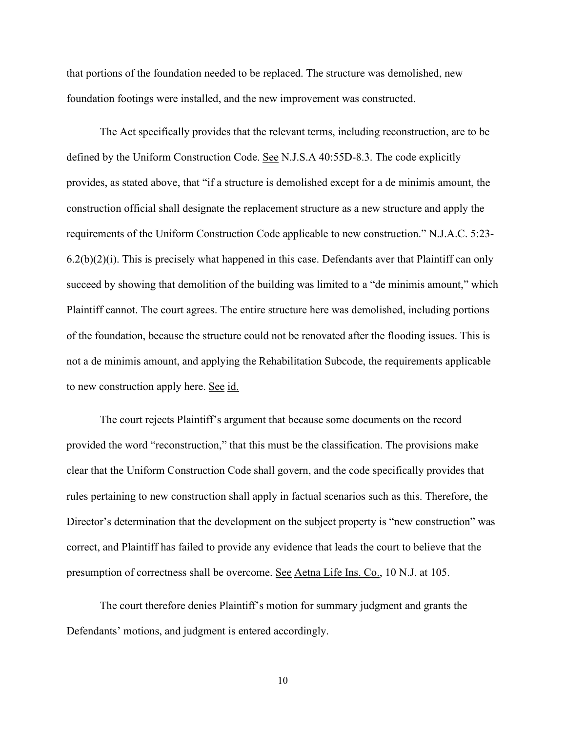that portions of the foundation needed to be replaced. The structure was demolished, new foundation footings were installed, and the new improvement was constructed.

The Act specifically provides that the relevant terms, including reconstruction, are to be defined by the Uniform Construction Code. See N.J.S.A 40:55D-8.3. The code explicitly provides, as stated above, that "if a structure is demolished except for a de minimis amount, the construction official shall designate the replacement structure as a new structure and apply the requirements of the Uniform Construction Code applicable to new construction." N.J.A.C. 5:23-6.2(b)(2)(i). This is precisely what happened in this case. Defendants aver that Plaintiff can only succeed by showing that demolition of the building was limited to a "de minimis amount," which Plaintiff cannot. The court agrees. The entire structure here was demolished, including portions of the foundation, because the structure could not be renovated after the flooding issues. This is not a de minimis amount, and applying the Rehabilitation Subcode, the requirements applicable to new construction apply here. See id.

The court rejects Plaintiff's argument that because some documents on the record provided the word "reconstruction," that this must be the classification. The provisions make clear that the Uniform Construction Code shall govern, and the code specifically provides that rules pertaining to new construction shall apply in factual scenarios such as this. Therefore, the Director's determination that the development on the subject property is "new construction" was correct, and Plaintiff has failed to provide any evidence that leads the court to believe that the presumption of correctness shall be overcome. See Aetna Life Ins. Co., 10 N.J. at 105.

The court therefore denies Plaintiff's motion for summary judgment and grants the Defendants' motions, and judgment is entered accordingly.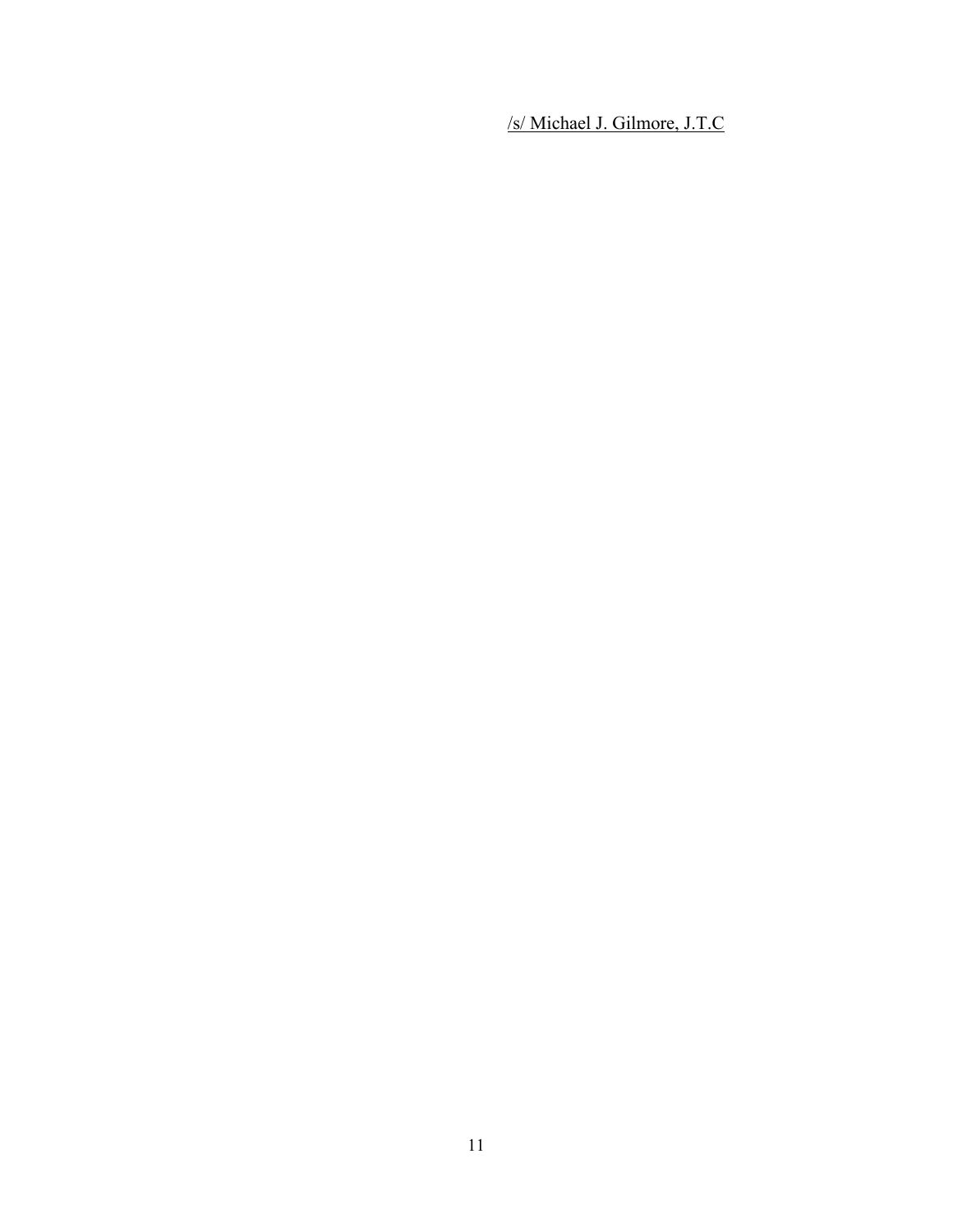/s/ Michael J. Gilmore, J.T.C